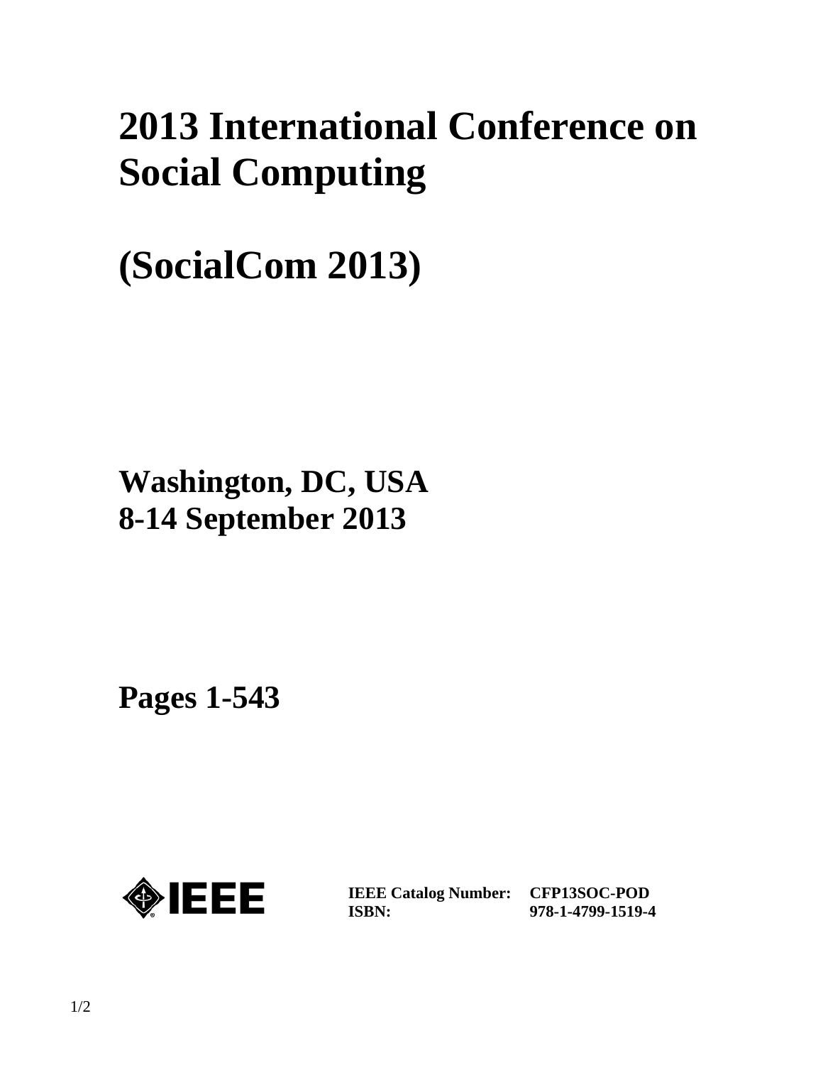# 2013 International Conference on Social Computing

# (SocialCom 2013)

## Washington, DC, USA
## 8-14 September 2013

## Pages 1-543

| | |
|---|---|
| **IEEE Catalog Number:** | **CFP13SOC-POD** |
| **ISBN:** | **978-1-4799-1519-4** |

1/2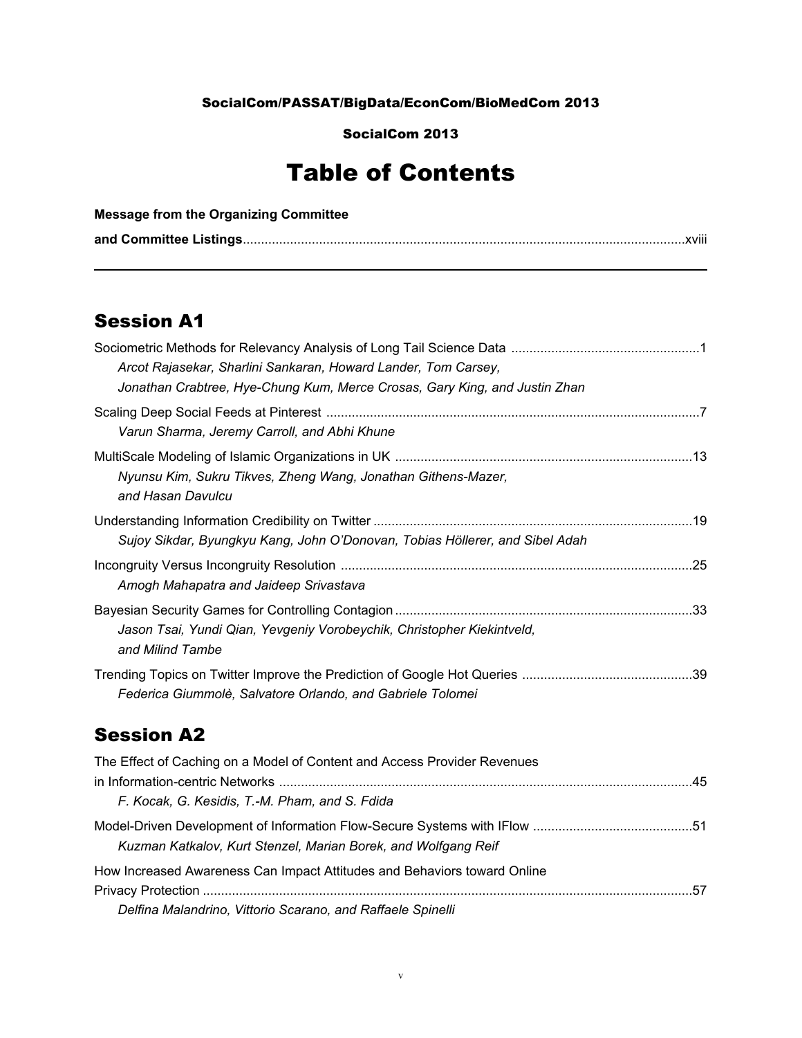**SocialCom/PASSAT/BigData/EconCom/BioMedCom 2013**

**SocialCom 2013**

# Table of Contents

**Message from the Organizing Committee**
**and Committee Listings** ........ xviii

---

## Session A1

Sociometric Methods for Relevancy Analysis of Long Tail Science Data ........ 1
*Arcot Rajasekar, Sharlini Sankaran, Howard Lander, Tom Carsey, Jonathan Crabtree, Hye-Chung Kum, Merce Crosas, Gary King, and Justin Zhan*

Scaling Deep Social Feeds at Pinterest ........ 7
*Varun Sharma, Jeremy Carroll, and Abhi Khune*

MultiScale Modeling of Islamic Organizations in UK ........ 13
*Nyunsu Kim, Sukru Tikves, Zheng Wang, Jonathan Githens-Mazer, and Hasan Davulcu*

Understanding Information Credibility on Twitter ........ 19
*Sujoy Sikdar, Byungkyu Kang, John O'Donovan, Tobias Höllerer, and Sibel Adah*

Incongruity Versus Incongruity Resolution ........ 25
*Amogh Mahapatra and Jaideep Srivastava*

Bayesian Security Games for Controlling Contagion ........ 33
*Jason Tsai, Yundi Qian, Yevgeniy Vorobeychik, Christopher Kiekintveld, and Milind Tambe*

Trending Topics on Twitter Improve the Prediction of Google Hot Queries ........ 39
*Federica Giummolè, Salvatore Orlando, and Gabriele Tolomei*

## Session A2

The Effect of Caching on a Model of Content and Access Provider Revenues in Information-centric Networks ........ 45
*F. Kocak, G. Kesidis, T.-M. Pham, and S. Fdida*

Model-Driven Development of Information Flow-Secure Systems with IFlow ........ 51
*Kuzman Katkalov, Kurt Stenzel, Marian Borek, and Wolfgang Reif*

How Increased Awareness Can Impact Attitudes and Behaviors toward Online Privacy Protection ........ 57
*Delfina Malandrino, Vittorio Scarano, and Raffaele Spinelli*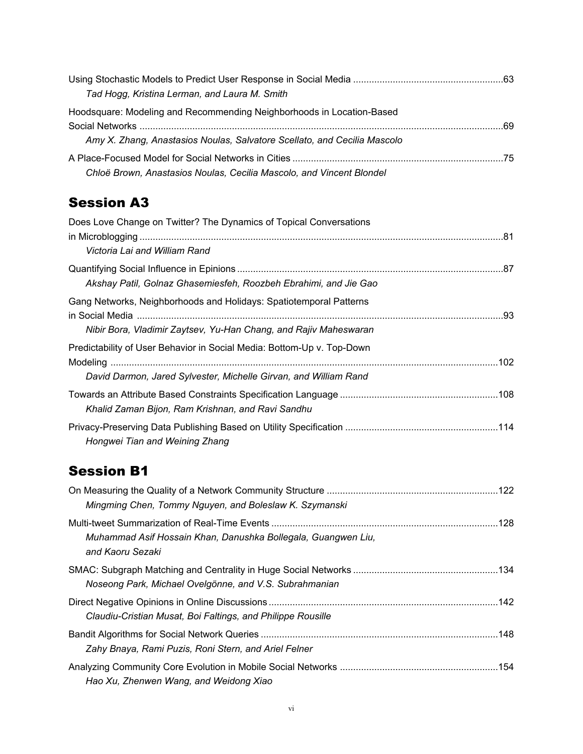Using Stochastic Models to Predict User Response in Social Media ........................................................63
*Tad Hogg, Kristina Lerman, and Laura M. Smith*

Hoodsquare: Modeling and Recommending Neighborhoods in Location-Based Social Networks ........................................................................................................................................69
*Amy X. Zhang, Anastasios Noulas, Salvatore Scellato, and Cecilia Mascolo*

A Place-Focused Model for Social Networks in Cities ...............................................................................75
*Chloë Brown, Anastasios Noulas, Cecilia Mascolo, and Vincent Blondel*

## Session A3

Does Love Change on Twitter? The Dynamics of Topical Conversations in Microblogging ........................................................................................................................................81
*Victoria Lai and William Rand*

Quantifying Social Influence in Epinions ....................................................................................................87
*Akshay Patil, Golnaz Ghasemiesfeh, Roozbeh Ebrahimi, and Jie Gao*

Gang Networks, Neighborhoods and Holidays: Spatiotemporal Patterns in Social Media .........................................................................................................................................93
*Nibir Bora, Vladimir Zaytsev, Yu-Han Chang, and Rajiv Maheswaran*

Predictability of User Behavior in Social Media: Bottom-Up v. Top-Down Modeling .................................................................................................................................................102
*David Darmon, Jared Sylvester, Michelle Girvan, and William Rand*

Towards an Attribute Based Constraints Specification Language ...........................................................108
*Khalid Zaman Bijon, Ram Krishnan, and Ravi Sandhu*

Privacy-Preserving Data Publishing Based on Utility Specification .........................................................114
*Hongwei Tian and Weining Zhang*

## Session B1

On Measuring the Quality of a Network Community Structure ................................................................122
*Mingming Chen, Tommy Nguyen, and Boleslaw K. Szymanski*

Multi-tweet Summarization of Real-Time Events .....................................................................................128
*Muhammad Asif Hossain Khan, Danushka Bollegala, Guangwen Liu, and Kaoru Sezaki*

SMAC: Subgraph Matching and Centrality in Huge Social Networks ......................................................134
*Noseong Park, Michael Ovelgönne, and V.S. Subrahmanian*

Direct Negative Opinions in Online Discussions ......................................................................................142
*Claudiu-Cristian Musat, Boi Faltings, and Philippe Rousille*

Bandit Algorithms for Social Network Queries .........................................................................................148
*Zahy Bnaya, Rami Puzis, Roni Stern, and Ariel Felner*

Analyzing Community Core Evolution in Mobile Social Networks ...........................................................154
*Hao Xu, Zhenwen Wang, and Weidong Xiao*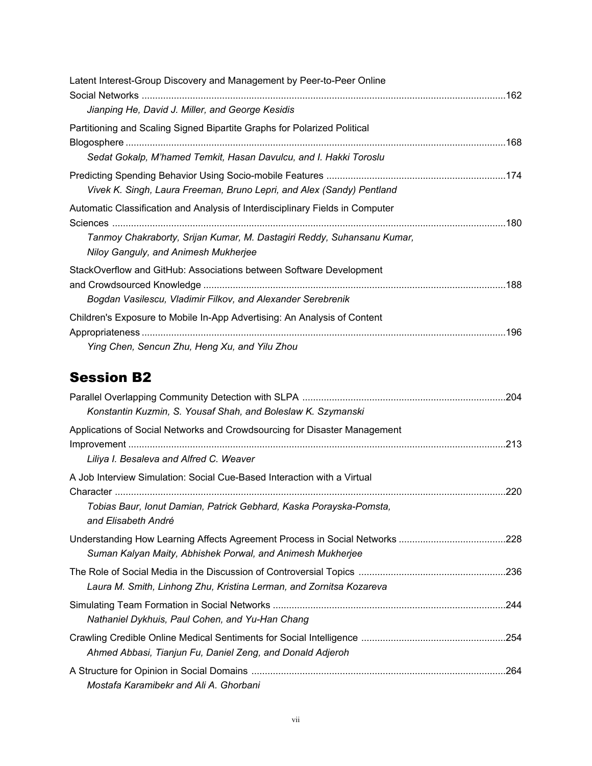Latent Interest-Group Discovery and Management by Peer-to-Peer Online Social Networks ....... 162
*Jianping He, David J. Miller, and George Kesidis*

Partitioning and Scaling Signed Bipartite Graphs for Polarized Political Blogosphere ....... 168
*Sedat Gokalp, M'hamed Temkit, Hasan Davulcu, and I. Hakki Toroslu*

Predicting Spending Behavior Using Socio-mobile Features ....... 174
*Vivek K. Singh, Laura Freeman, Bruno Lepri, and Alex (Sandy) Pentland*

Automatic Classification and Analysis of Interdisciplinary Fields in Computer Sciences ....... 180
*Tanmoy Chakraborty, Srijan Kumar, M. Dastagiri Reddy, Suhansanu Kumar, Niloy Ganguly, and Animesh Mukherjee*

StackOverflow and GitHub: Associations between Software Development and Crowdsourced Knowledge ....... 188
*Bogdan Vasilescu, Vladimir Filkov, and Alexander Serebrenik*

Children's Exposure to Mobile In-App Advertising: An Analysis of Content Appropriateness ....... 196
*Ying Chen, Sencun Zhu, Heng Xu, and Yilu Zhou*

## Session B2

Parallel Overlapping Community Detection with SLPA ....... 204
*Konstantin Kuzmin, S. Yousaf Shah, and Boleslaw K. Szymanski*

Applications of Social Networks and Crowdsourcing for Disaster Management Improvement ....... 213
*Liliya I. Besaleva and Alfred C. Weaver*

A Job Interview Simulation: Social Cue-Based Interaction with a Virtual Character ....... 220
*Tobias Baur, Ionut Damian, Patrick Gebhard, Kaska Porayska-Pomsta, and Elisabeth André*

Understanding How Learning Affects Agreement Process in Social Networks ....... 228
*Suman Kalyan Maity, Abhishek Porwal, and Animesh Mukherjee*

The Role of Social Media in the Discussion of Controversial Topics ....... 236
*Laura M. Smith, Linhong Zhu, Kristina Lerman, and Zornitsa Kozareva*

Simulating Team Formation in Social Networks ....... 244
*Nathaniel Dykhuis, Paul Cohen, and Yu-Han Chang*

Crawling Credible Online Medical Sentiments for Social Intelligence ....... 254
*Ahmed Abbasi, Tianjun Fu, Daniel Zeng, and Donald Adjeroh*

A Structure for Opinion in Social Domains ....... 264
*Mostafa Karamibekr and Ali A. Ghorbani*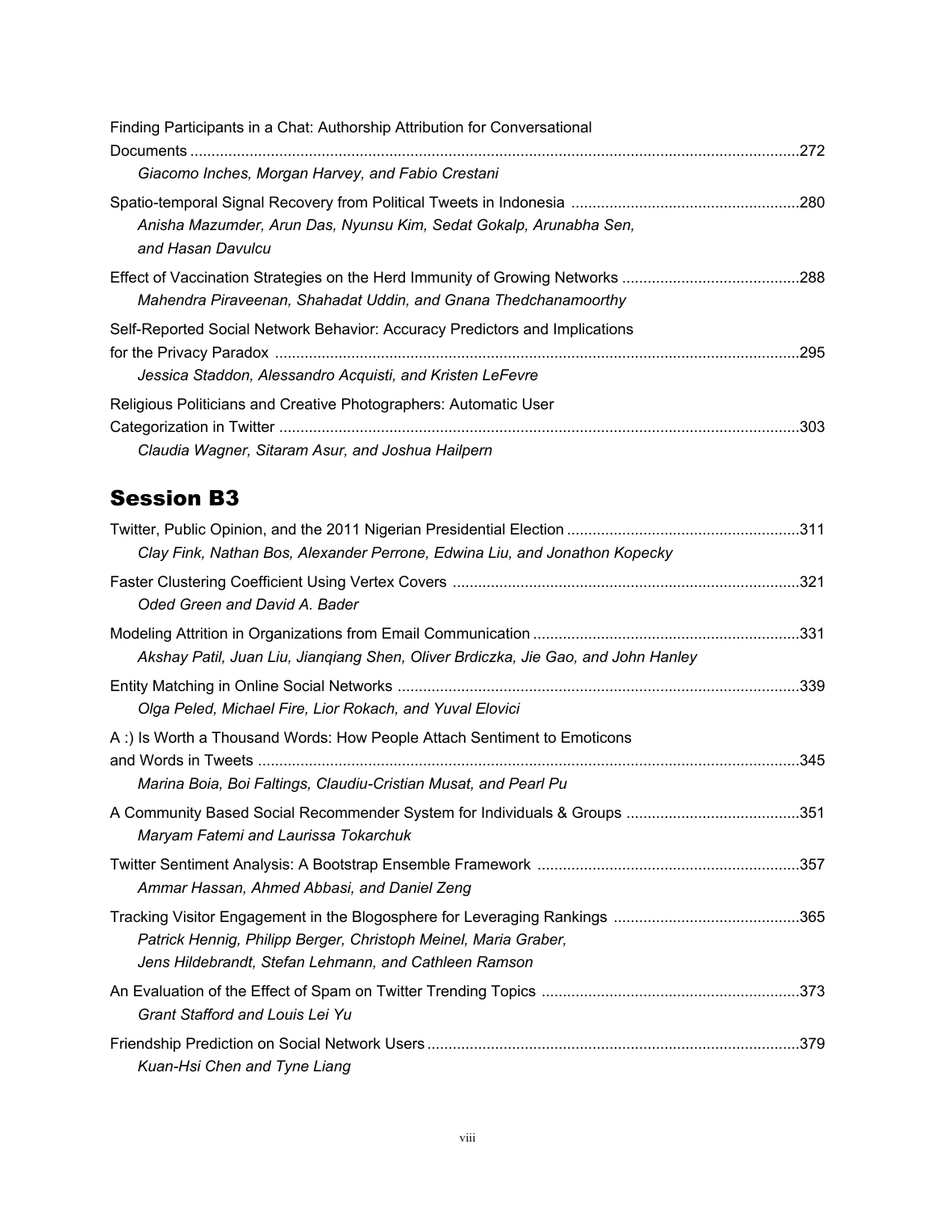Finding Participants in a Chat: Authorship Attribution for Conversational Documents ....272
*Giacomo Inches, Morgan Harvey, and Fabio Crestani*

Spatio-temporal Signal Recovery from Political Tweets in Indonesia ....280
*Anisha Mazumder, Arun Das, Nyunsu Kim, Sedat Gokalp, Arunabha Sen, and Hasan Davulcu*

Effect of Vaccination Strategies on the Herd Immunity of Growing Networks ....288
*Mahendra Piraveenan, Shahadat Uddin, and Gnana Thedchanamoorthy*

Self-Reported Social Network Behavior: Accuracy Predictors and Implications for the Privacy Paradox ....295
*Jessica Staddon, Alessandro Acquisti, and Kristen LeFevre*

Religious Politicians and Creative Photographers: Automatic User Categorization in Twitter ....303
*Claudia Wagner, Sitaram Asur, and Joshua Hailpern*

## Session B3

Twitter, Public Opinion, and the 2011 Nigerian Presidential Election ....311
*Clay Fink, Nathan Bos, Alexander Perrone, Edwina Liu, and Jonathon Kopecky*

Faster Clustering Coefficient Using Vertex Covers ....321
*Oded Green and David A. Bader*

Modeling Attrition in Organizations from Email Communication ....331
*Akshay Patil, Juan Liu, Jianqiang Shen, Oliver Brdiczka, Jie Gao, and John Hanley*

Entity Matching in Online Social Networks ....339
*Olga Peled, Michael Fire, Lior Rokach, and Yuval Elovici*

A :) Is Worth a Thousand Words: How People Attach Sentiment to Emoticons and Words in Tweets ....345
*Marina Boia, Boi Faltings, Claudiu-Cristian Musat, and Pearl Pu*

A Community Based Social Recommender System for Individuals & Groups ....351
*Maryam Fatemi and Laurissa Tokarchuk*

Twitter Sentiment Analysis: A Bootstrap Ensemble Framework ....357
*Ammar Hassan, Ahmed Abbasi, and Daniel Zeng*

Tracking Visitor Engagement in the Blogosphere for Leveraging Rankings ....365
*Patrick Hennig, Philipp Berger, Christoph Meinel, Maria Graber, Jens Hildebrandt, Stefan Lehmann, and Cathleen Ramson*

An Evaluation of the Effect of Spam on Twitter Trending Topics ....373
*Grant Stafford and Louis Lei Yu*

Friendship Prediction on Social Network Users ....379
*Kuan-Hsi Chen and Tyne Liang*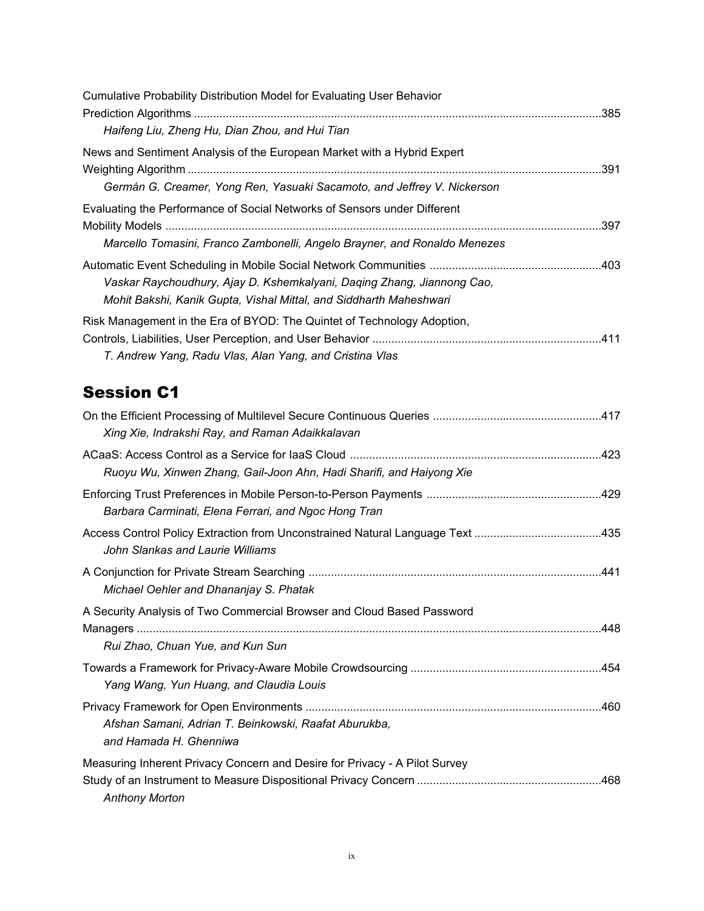Cumulative Probability Distribution Model for Evaluating User Behavior Prediction Algorithms ....................................................................................................................................385
*Haifeng Liu, Zheng Hu, Dian Zhou, and Hui Tian*

News and Sentiment Analysis of the European Market with a Hybrid Expert Weighting Algorithm ....................................................................................................................................391
*Germán G. Creamer, Yong Ren, Yasuaki Sacamoto, and Jeffrey V. Nickerson*

Evaluating the Performance of Social Networks of Sensors under Different Mobility Models ....................................................................................................................................397
*Marcello Tomasini, Franco Zambonelli, Angelo Brayner, and Ronaldo Menezes*

Automatic Event Scheduling in Mobile Social Network Communities .....................................................403
*Vaskar Raychoudhury, Ajay D. Kshemkalyani, Daqing Zhang, Jiannong Cao, Mohit Bakshi, Kanik Gupta, Vishal Mittal, and Siddharth Maheshwari*

Risk Management in the Era of BYOD: The Quintet of Technology Adoption, Controls, Liabilities, User Perception, and User Behavior .......................................................................411
*T. Andrew Yang, Radu Vlas, Alan Yang, and Cristina Vlas*

## Session C1

On the Efficient Processing of Multilevel Secure Continuous Queries ....................................................417
*Xing Xie, Indrakshi Ray, and Raman Adaikkalavan*

ACaaS: Access Control as a Service for IaaS Cloud ..............................................................................423
*Ruoyu Wu, Xinwen Zhang, Gail-Joon Ahn, Hadi Sharifi, and Haiyong Xie*

Enforcing Trust Preferences in Mobile Person-to-Person Payments ......................................................429
*Barbara Carminati, Elena Ferrari, and Ngoc Hong Tran*

Access Control Policy Extraction from Unconstrained Natural Language Text .......................................435
*John Slankas and Laurie Williams*

A Conjunction for Private Stream Searching ...........................................................................................441
*Michael Oehler and Dhananjay S. Phatak*

A Security Analysis of Two Commercial Browser and Cloud Based Password Managers ....................................................................................................................................448
*Rui Zhao, Chuan Yue, and Kun Sun*

Towards a Framework for Privacy-Aware Mobile Crowdsourcing ...........................................................454
*Yang Wang, Yun Huang, and Claudia Louis*

Privacy Framework for Open Environments ............................................................................................460
*Afshan Samani, Adrian T. Beinkowski, Raafat Aburukba, and Hamada H. Ghenniwa*

Measuring Inherent Privacy Concern and Desire for Privacy - A Pilot Survey Study of an Instrument to Measure Dispositional Privacy Concern .........................................................468
*Anthony Morton*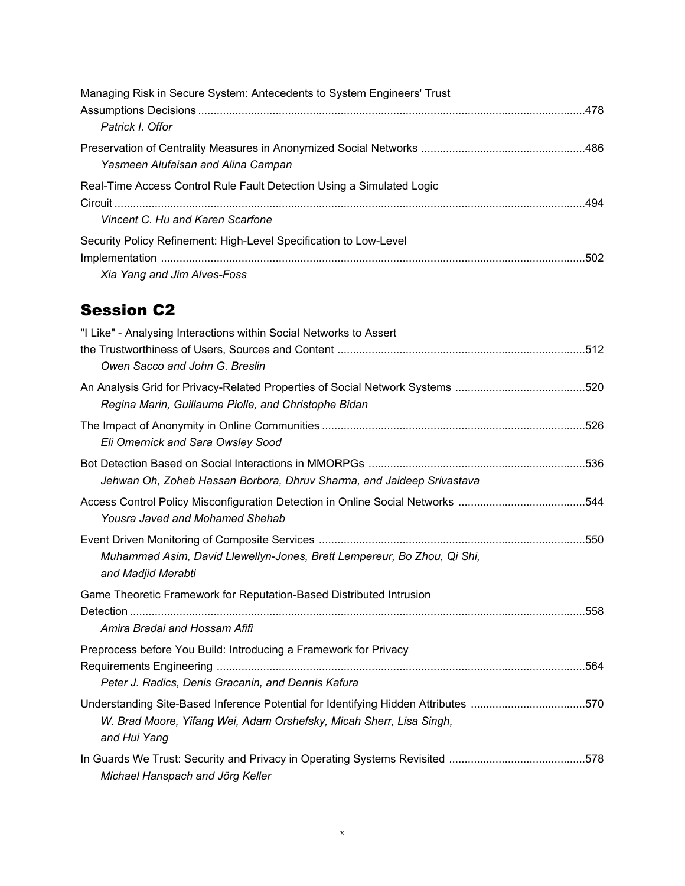Managing Risk in Secure System: Antecedents to System Engineers' Trust Assumptions Decisions .....478
*Patrick I. Offor*

Preservation of Centrality Measures in Anonymized Social Networks .....486
*Yasmeen Alufaisan and Alina Campan*

Real-Time Access Control Rule Fault Detection Using a Simulated Logic Circuit .....494
*Vincent C. Hu and Karen Scarfone*

Security Policy Refinement: High-Level Specification to Low-Level Implementation .....502
*Xia Yang and Jim Alves-Foss*

## Session C2

"I Like" - Analysing Interactions within Social Networks to Assert the Trustworthiness of Users, Sources and Content .....512
*Owen Sacco and John G. Breslin*

An Analysis Grid for Privacy-Related Properties of Social Network Systems .....520
*Regina Marin, Guillaume Piolle, and Christophe Bidan*

The Impact of Anonymity in Online Communities .....526
*Eli Omernick and Sara Owsley Sood*

Bot Detection Based on Social Interactions in MMORPGs .....536
*Jehwan Oh, Zoheb Hassan Borbora, Dhruv Sharma, and Jaideep Srivastava*

Access Control Policy Misconfiguration Detection in Online Social Networks .....544
*Yousra Javed and Mohamed Shehab*

Event Driven Monitoring of Composite Services .....550
*Muhammad Asim, David Llewellyn-Jones, Brett Lempereur, Bo Zhou, Qi Shi, and Madjid Merabti*

Game Theoretic Framework for Reputation-Based Distributed Intrusion Detection .....558
*Amira Bradai and Hossam Afifi*

Preprocess before You Build: Introducing a Framework for Privacy Requirements Engineering .....564
*Peter J. Radics, Denis Gracanin, and Dennis Kafura*

Understanding Site-Based Inference Potential for Identifying Hidden Attributes .....570
*W. Brad Moore, Yifang Wei, Adam Orshefsky, Micah Sherr, Lisa Singh, and Hui Yang*

In Guards We Trust: Security and Privacy in Operating Systems Revisited .....578
*Michael Hanspach and Jörg Keller*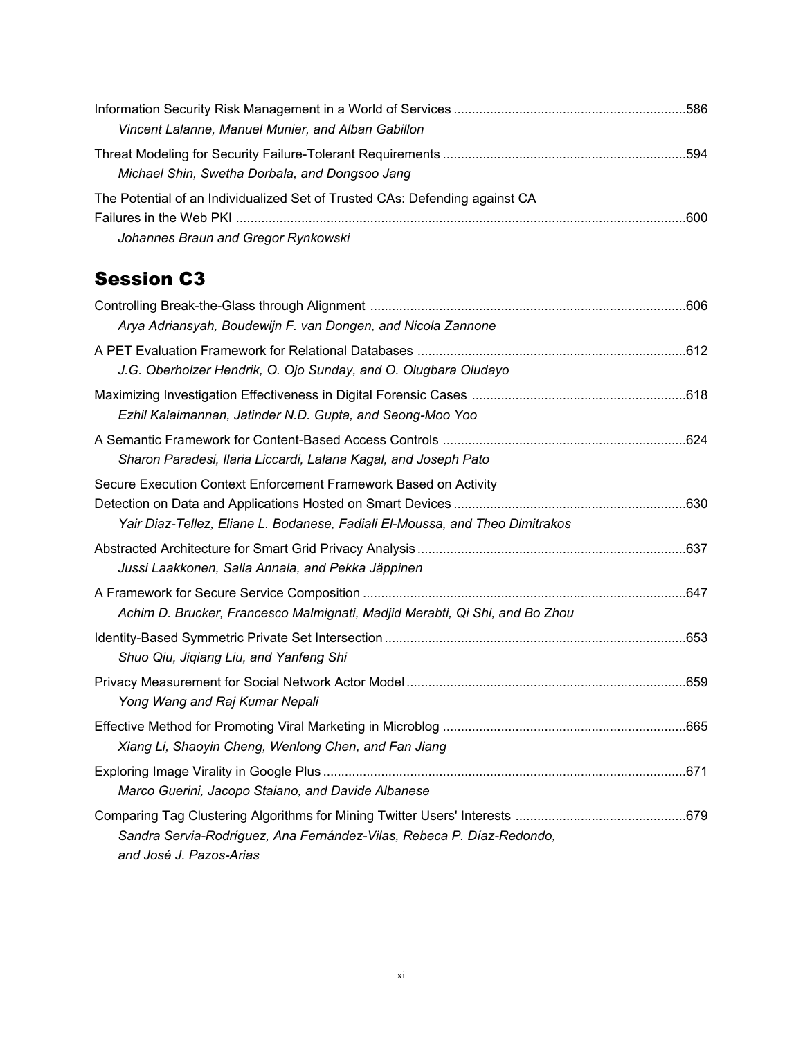Information Security Risk Management in a World of Services ...............................................................586
*Vincent Lalanne, Manuel Munier, and Alban Gabillon*

Threat Modeling for Security Failure-Tolerant Requirements ..................................................................594
*Michael Shin, Swetha Dorbala, and Dongsoo Jang*

The Potential of an Individualized Set of Trusted CAs: Defending against CA Failures in the Web PKI ..........................................................................................................................600
*Johannes Braun and Gregor Rynkowski*

## Session C3

Controlling Break-the-Glass through Alignment ......................................................................................606
*Arya Adriansyah, Boudewijn F. van Dongen, and Nicola Zannone*

A PET Evaluation Framework for Relational Databases .........................................................................612
*J.G. Oberholzer Hendrik, O. Ojo Sunday, and O. Olugbara Oludayo*

Maximizing Investigation Effectiveness in Digital Forensic Cases ..........................................................618
*Ezhil Kalaimannan, Jatinder N.D. Gupta, and Seong-Moo Yoo*

A Semantic Framework for Content-Based Access Controls ..................................................................624
*Sharon Paradesi, Ilaria Liccardi, Lalana Kagal, and Joseph Pato*

Secure Execution Context Enforcement Framework Based on Activity Detection on Data and Applications Hosted on Smart Devices ...............................................................630
*Yair Diaz-Tellez, Eliane L. Bodanese, Fadiali El-Moussa, and Theo Dimitrakos*

Abstracted Architecture for Smart Grid Privacy Analysis .........................................................................637
*Jussi Laakkonen, Salla Annala, and Pekka Jäppinen*

A Framework for Secure Service Composition ........................................................................................647
*Achim D. Brucker, Francesco Malmignati, Madjid Merabti, Qi Shi, and Bo Zhou*

Identity-Based Symmetric Private Set Intersection ..................................................................................653
*Shuo Qiu, Jiqiang Liu, and Yanfeng Shi*

Privacy Measurement for Social Network Actor Model ............................................................................659
*Yong Wang and Raj Kumar Nepali*

Effective Method for Promoting Viral Marketing in Microblog ..................................................................665
*Xiang Li, Shaoyin Cheng, Wenlong Chen, and Fan Jiang*

Exploring Image Virality in Google Plus ...................................................................................................671
*Marco Guerini, Jacopo Staiano, and Davide Albanese*

Comparing Tag Clustering Algorithms for Mining Twitter Users' Interests ..............................................679
*Sandra Servia-Rodríguez, Ana Fernández-Vilas, Rebeca P. Díaz-Redondo, and José J. Pazos-Arias*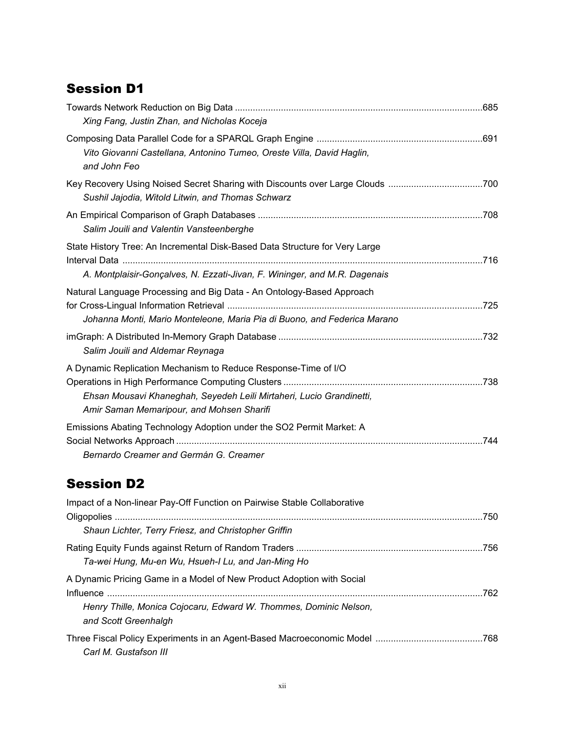## Session D1

Towards Network Reduction on Big Data ....................685
*Xing Fang, Justin Zhan, and Nicholas Koceja*

Composing Data Parallel Code for a SPARQL Graph Engine ....................691
*Vito Giovanni Castellana, Antonino Tumeo, Oreste Villa, David Haglin, and John Feo*

Key Recovery Using Noised Secret Sharing with Discounts over Large Clouds ....................700
*Sushil Jajodia, Witold Litwin, and Thomas Schwarz*

An Empirical Comparison of Graph Databases ....................708
*Salim Jouili and Valentin Vansteenberghe*

State History Tree: An Incremental Disk-Based Data Structure for Very Large Interval Data ....................716
*A. Montplaisir-Gonçalves, N. Ezzati-Jivan, F. Wininger, and M.R. Dagenais*

Natural Language Processing and Big Data - An Ontology-Based Approach for Cross-Lingual Information Retrieval ....................725
*Johanna Monti, Mario Monteleone, Maria Pia di Buono, and Federica Marano*

imGraph: A Distributed In-Memory Graph Database ....................732
*Salim Jouili and Aldemar Reynaga*

A Dynamic Replication Mechanism to Reduce Response-Time of I/O Operations in High Performance Computing Clusters ....................738
*Ehsan Mousavi Khaneghah, Seyedeh Leili Mirtaheri, Lucio Grandinetti, Amir Saman Memaripour, and Mohsen Sharifi*

Emissions Abating Technology Adoption under the SO2 Permit Market: A Social Networks Approach ....................744
*Bernardo Creamer and Germán G. Creamer*

## Session D2

Impact of a Non-linear Pay-Off Function on Pairwise Stable Collaborative Oligopolies ....................750
*Shaun Lichter, Terry Friesz, and Christopher Griffin*

Rating Equity Funds against Return of Random Traders ....................756
*Ta-wei Hung, Mu-en Wu, Hsueh-I Lu, and Jan-Ming Ho*

A Dynamic Pricing Game in a Model of New Product Adoption with Social Influence ....................762
*Henry Thille, Monica Cojocaru, Edward W. Thommes, Dominic Nelson, and Scott Greenhalgh*

Three Fiscal Policy Experiments in an Agent-Based Macroeconomic Model ....................768
*Carl M. Gustafson III*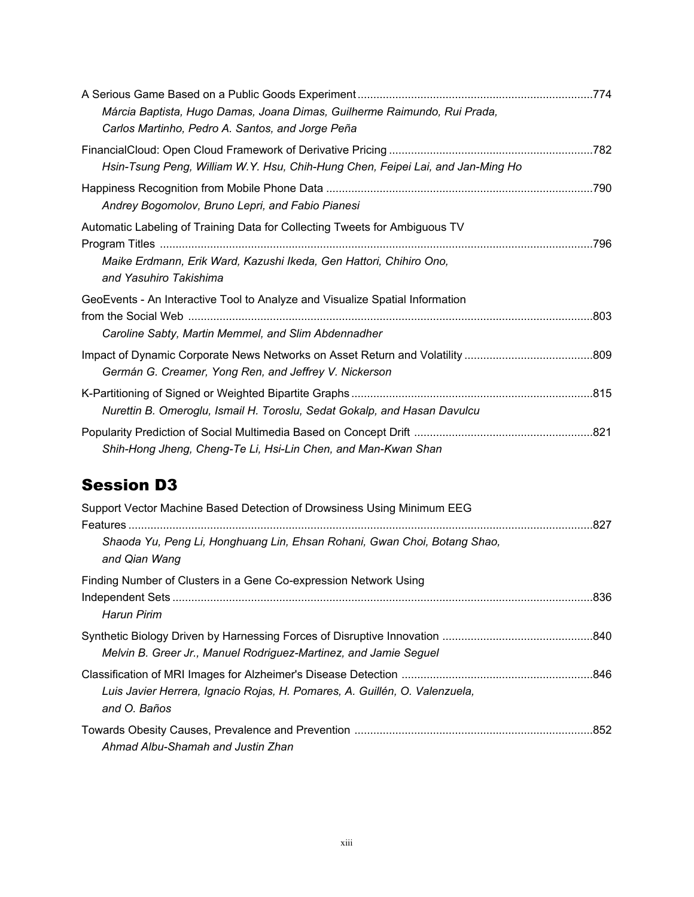A Serious Game Based on a Public Goods Experiment .......................................................................... 774
*Márcia Baptista, Hugo Damas, Joana Dimas, Guilherme Raimundo, Rui Prada, Carlos Martinho, Pedro A. Santos, and Jorge Peña*

FinancialCloud: Open Cloud Framework of Derivative Pricing ................................................................ 782
*Hsin-Tsung Peng, William W.Y. Hsu, Chih-Hung Chen, Feipei Lai, and Jan-Ming Ho*

Happiness Recognition from Mobile Phone Data .................................................................................... 790
*Andrey Bogomolov, Bruno Lepri, and Fabio Pianesi*

Automatic Labeling of Training Data for Collecting Tweets for Ambiguous TV Program Titles ......................................................................................................................................... 796
*Maike Erdmann, Erik Ward, Kazushi Ikeda, Gen Hattori, Chihiro Ono, and Yasuhiro Takishima*

GeoEvents - An Interactive Tool to Analyze and Visualize Spatial Information from the Social Web ................................................................................................................................ 803
*Caroline Sabty, Martin Memmel, and Slim Abdennadher*

Impact of Dynamic Corporate News Networks on Asset Return and Volatility ........................................ 809
*Germán G. Creamer, Yong Ren, and Jeffrey V. Nickerson*

K-Partitioning of Signed or Weighted Bipartite Graphs ............................................................................ 815
*Nurettin B. Omeroglu, Ismail H. Toroslu, Sedat Gokalp, and Hasan Davulcu*

Popularity Prediction of Social Multimedia Based on Concept Drift ........................................................ 821
*Shih-Hong Jheng, Cheng-Te Li, Hsi-Lin Chen, and Man-Kwan Shan*

## Session D3

Support Vector Machine Based Detection of Drowsiness Using Minimum EEG Features .................................................................................................................................................. 827
*Shaoda Yu, Peng Li, Honghuang Lin, Ehsan Rohani, Gwan Choi, Botang Shao, and Qian Wang*

Finding Number of Clusters in a Gene Co-expression Network Using Independent Sets .................................................................................................................................... 836
*Harun Pirim*

Synthetic Biology Driven by Harnessing Forces of Disruptive Innovation ............................................... 840
*Melvin B. Greer Jr., Manuel Rodriguez-Martinez, and Jamie Seguel*

Classification of MRI Images for Alzheimer's Disease Detection ............................................................ 846
*Luis Javier Herrera, Ignacio Rojas, H. Pomares, A. Guillén, O. Valenzuela, and O. Baños*

Towards Obesity Causes, Prevalence and Prevention ........................................................................... 852
*Ahmad Albu-Shamah and Justin Zhan*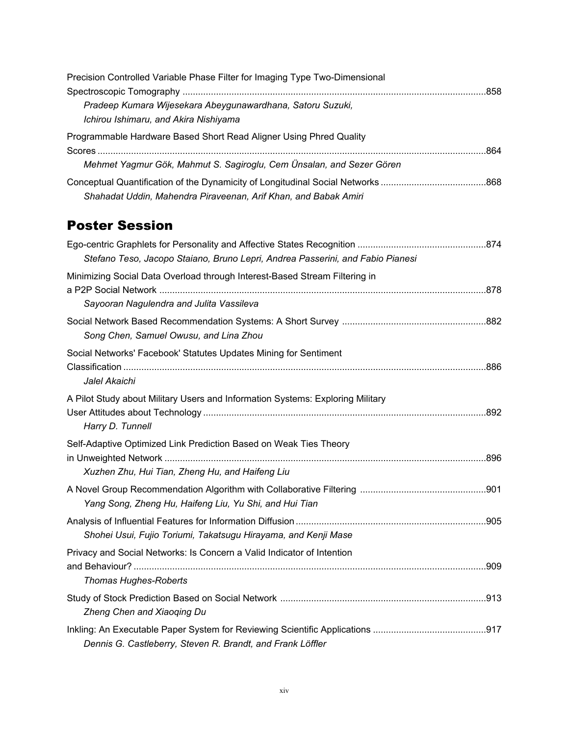Precision Controlled Variable Phase Filter for Imaging Type Two-Dimensional Spectroscopic Tomography ....................................................................................................................858
*Pradeep Kumara Wijesekara Abeygunawardhana, Satoru Suzuki, Ichirou Ishimaru, and Akira Nishiyama*

Programmable Hardware Based Short Read Aligner Using Phred Quality Scores ....................................................................................................................................................864
*Mehmet Yagmur Gök, Mahmut S. Sagiroglu, Cem Ünsalan, and Sezer Gören*

Conceptual Quantification of the Dynamicity of Longitudinal Social Networks ........................................868
*Shahadat Uddin, Mahendra Piraveenan, Arif Khan, and Babak Amiri*

## Poster Session

Ego-centric Graphlets for Personality and Affective States Recognition .................................................874
*Stefano Teso, Jacopo Staiano, Bruno Lepri, Andrea Passerini, and Fabio Pianesi*

Minimizing Social Data Overload through Interest-Based Stream Filtering in a P2P Social Network ............................................................................................................................878
*Sayooran Nagulendra and Julita Vassileva*

Social Network Based Recommendation Systems: A Short Survey .......................................................882
*Song Chen, Samuel Owusu, and Lina Zhou*

Social Networks' Facebook' Statutes Updates Mining for Sentiment Classification ..........................................................................................................................................886
*Jalel Akaichi*

A Pilot Study about Military Users and Information Systems: Exploring Military User Attitudes about Technology ............................................................................................................892
*Harry D. Tunnell*

Self-Adaptive Optimized Link Prediction Based on Weak Ties Theory in Unweighted Network ...........................................................................................................................896
*Xuzhen Zhu, Hui Tian, Zheng Hu, and Haifeng Liu*

A Novel Group Recommendation Algorithm with Collaborative Filtering ................................................901
*Yang Song, Zheng Hu, Haifeng Liu, Yu Shi, and Hui Tian*

Analysis of Influential Features for Information Diffusion .........................................................................905
*Shohei Usui, Fujio Toriumi, Takatsugu Hirayama, and Kenji Mase*

Privacy and Social Networks: Is Concern a Valid Indicator of Intention and Behaviour? .......................................................................................................................................909
*Thomas Hughes-Roberts*

Study of Stock Prediction Based on Social Network ...............................................................................913
*Zheng Chen and Xiaoqing Du*

Inkling: An Executable Paper System for Reviewing Scientific Applications ...........................................917
*Dennis G. Castleberry, Steven R. Brandt, and Frank Löffler*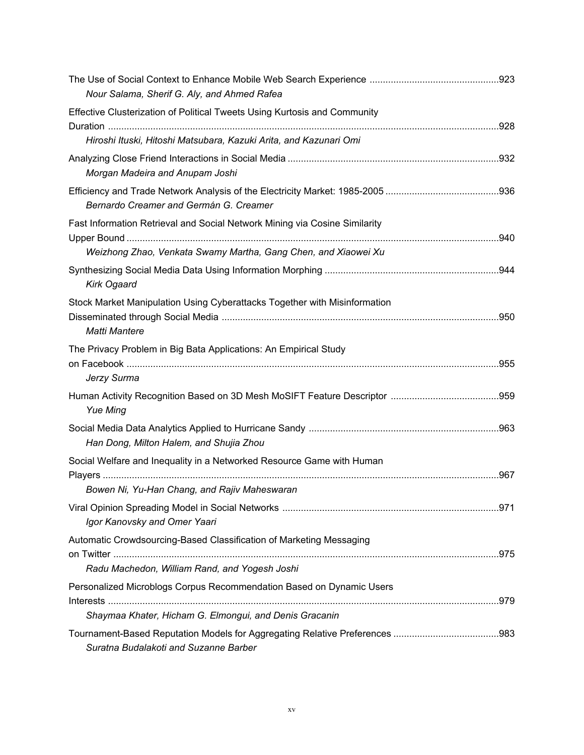The Use of Social Context to Enhance Mobile Web Search Experience ................................................923
*Nour Salama, Sherif G. Aly, and Ahmed Rafea*

Effective Clusterization of Political Tweets Using Kurtosis and Community Duration ..................................................................................................................................................928
*Hiroshi Ituski, Hitoshi Matsubara, Kazuki Arita, and Kazunari Omi*

Analyzing Close Friend Interactions in Social Media ...............................................................................932
*Morgan Madeira and Anupam Joshi*

Efficiency and Trade Network Analysis of the Electricity Market: 1985-2005 ...........................................936
*Bernardo Creamer and Germán G. Creamer*

Fast Information Retrieval and Social Network Mining via Cosine Similarity Upper Bound ...........................................................................................................................................940
*Weizhong Zhao, Venkata Swamy Martha, Gang Chen, and Xiaowei Xu*

Synthesizing Social Media Data Using Information Morphing .................................................................944
*Kirk Ogaard*

Stock Market Manipulation Using Cyberattacks Together with Misinformation Disseminated through Social Media ........................................................................................................950
*Matti Mantere*

The Privacy Problem in Big Bata Applications: An Empirical Study on Facebook ...........................................................................................................................................955
*Jerzy Surma*

Human Activity Recognition Based on 3D Mesh MoSIFT Feature Descriptor .........................................959
*Yue Ming*

Social Media Data Analytics Applied to Hurricane Sandy .......................................................................963
*Han Dong, Milton Halem, and Shujia Zhou*

Social Welfare and Inequality in a Networked Resource Game with Human Players ....................................................................................................................................................967
*Bowen Ni, Yu-Han Chang, and Rajiv Maheswaran*

Viral Opinion Spreading Model in Social Networks .................................................................................971
*Igor Kanovsky and Omer Yaari*

Automatic Crowdsourcing-Based Classification of Marketing Messaging on Twitter ................................................................................................................................................975
*Radu Machedon, William Rand, and Yogesh Joshi*

Personalized Microblogs Corpus Recommendation Based on Dynamic Users Interests ..................................................................................................................................................979
*Shaymaa Khater, Hicham G. Elmongui, and Denis Gracanin*

Tournament-Based Reputation Models for Aggregating Relative Preferences ........................................983
*Suratna Budalakoti and Suzanne Barber*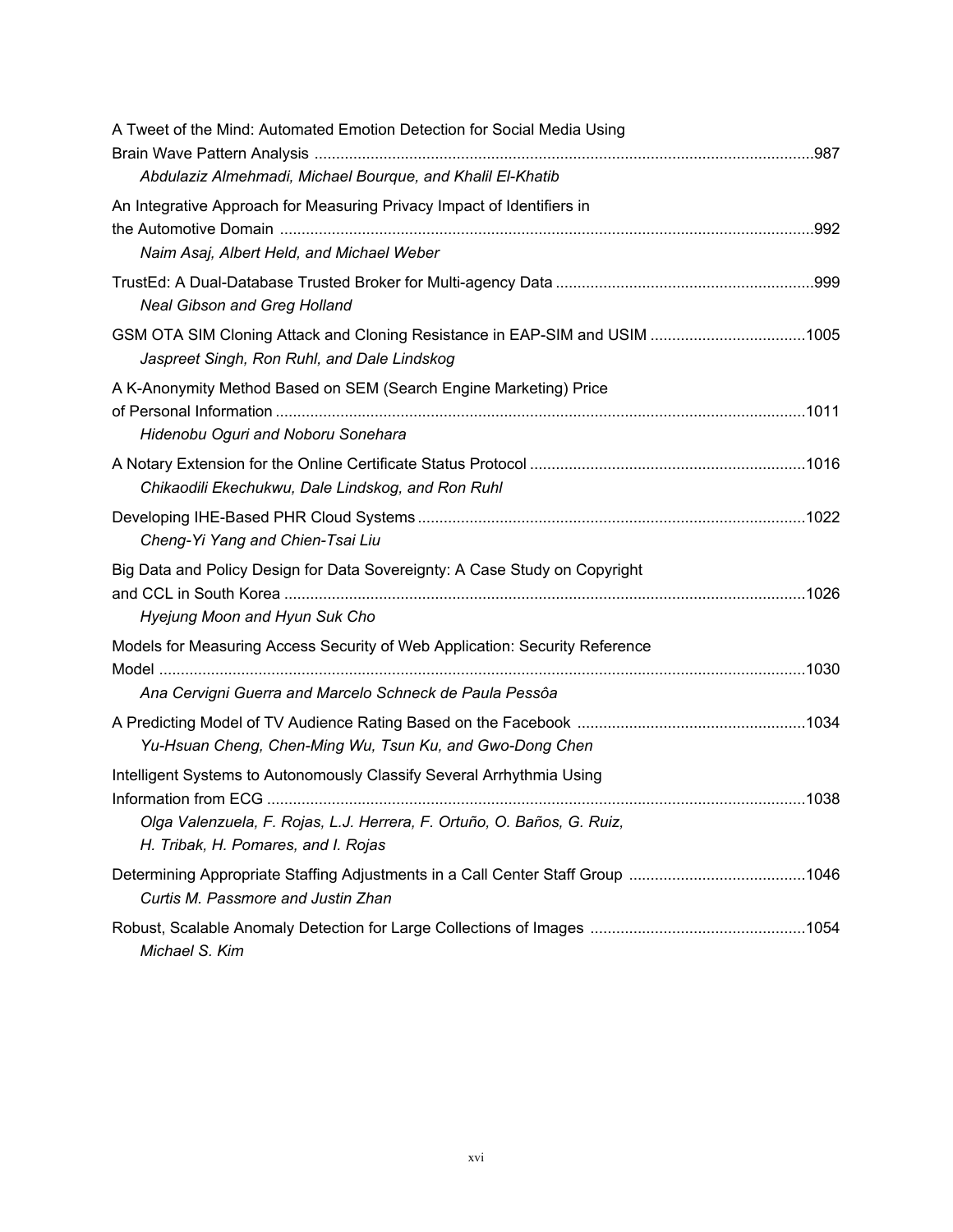A Tweet of the Mind: Automated Emotion Detection for Social Media Using Brain Wave Pattern Analysis ....987
*Abdulaziz Almehmadi, Michael Bourque, and Khalil El-Khatib*

An Integrative Approach for Measuring Privacy Impact of Identifiers in the Automotive Domain ....992
*Naim Asaj, Albert Held, and Michael Weber*

TrustEd: A Dual-Database Trusted Broker for Multi-agency Data ....999
*Neal Gibson and Greg Holland*

GSM OTA SIM Cloning Attack and Cloning Resistance in EAP-SIM and USIM ....1005
*Jaspreet Singh, Ron Ruhl, and Dale Lindskog*

A K-Anonymity Method Based on SEM (Search Engine Marketing) Price of Personal Information ....1011
*Hidenobu Oguri and Noboru Sonehara*

A Notary Extension for the Online Certificate Status Protocol ....1016
*Chikaodili Ekechukwu, Dale Lindskog, and Ron Ruhl*

Developing IHE-Based PHR Cloud Systems ....1022
*Cheng-Yi Yang and Chien-Tsai Liu*

Big Data and Policy Design for Data Sovereignty: A Case Study on Copyright and CCL in South Korea ....1026
*Hyejung Moon and Hyun Suk Cho*

Models for Measuring Access Security of Web Application: Security Reference Model ....1030
*Ana Cervigni Guerra and Marcelo Schneck de Paula Pessôa*

A Predicting Model of TV Audience Rating Based on the Facebook ....1034
*Yu-Hsuan Cheng, Chen-Ming Wu, Tsun Ku, and Gwo-Dong Chen*

Intelligent Systems to Autonomously Classify Several Arrhythmia Using Information from ECG ....1038
*Olga Valenzuela, F. Rojas, L.J. Herrera, F. Ortuño, O. Baños, G. Ruiz, H. Tribak, H. Pomares, and I. Rojas*

Determining Appropriate Staffing Adjustments in a Call Center Staff Group ....1046
*Curtis M. Passmore and Justin Zhan*

Robust, Scalable Anomaly Detection for Large Collections of Images ....1054
*Michael S. Kim*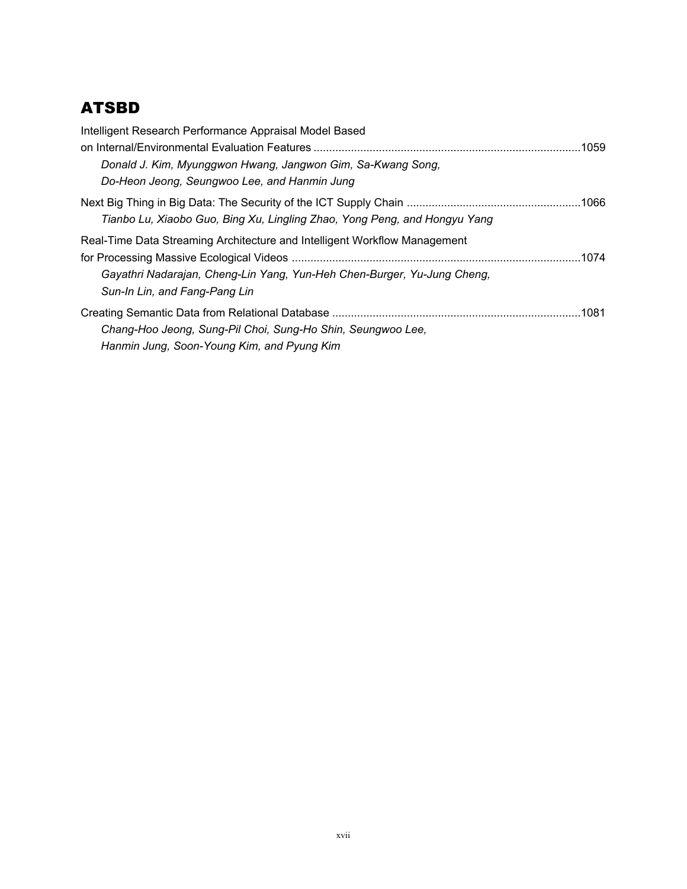## ATSBD

Intelligent Research Performance Appraisal Model Based on Internal/Environmental Evaluation Features ....................................................................................1059
*Donald J. Kim, Myunggwon Hwang, Jangwon Gim, Sa-Kwang Song, Do-Heon Jeong, Seungwoo Lee, and Hanmin Jung*

Next Big Thing in Big Data: The Security of the ICT Supply Chain .......................................................1066
*Tianbo Lu, Xiaobo Guo, Bing Xu, Lingling Zhao, Yong Peng, and Hongyu Yang*

Real-Time Data Streaming Architecture and Intelligent Workflow Management for Processing Massive Ecological Videos ...........................................................................................1074
*Gayathri Nadarajan, Cheng-Lin Yang, Yun-Heh Chen-Burger, Yu-Jung Cheng, Sun-In Lin, and Fang-Pang Lin*

Creating Semantic Data from Relational Database ..............................................................................1081
*Chang-Hoo Jeong, Sung-Pil Choi, Sung-Ho Shin, Seungwoo Lee, Hanmin Jung, Soon-Young Kim, and Pyung Kim*